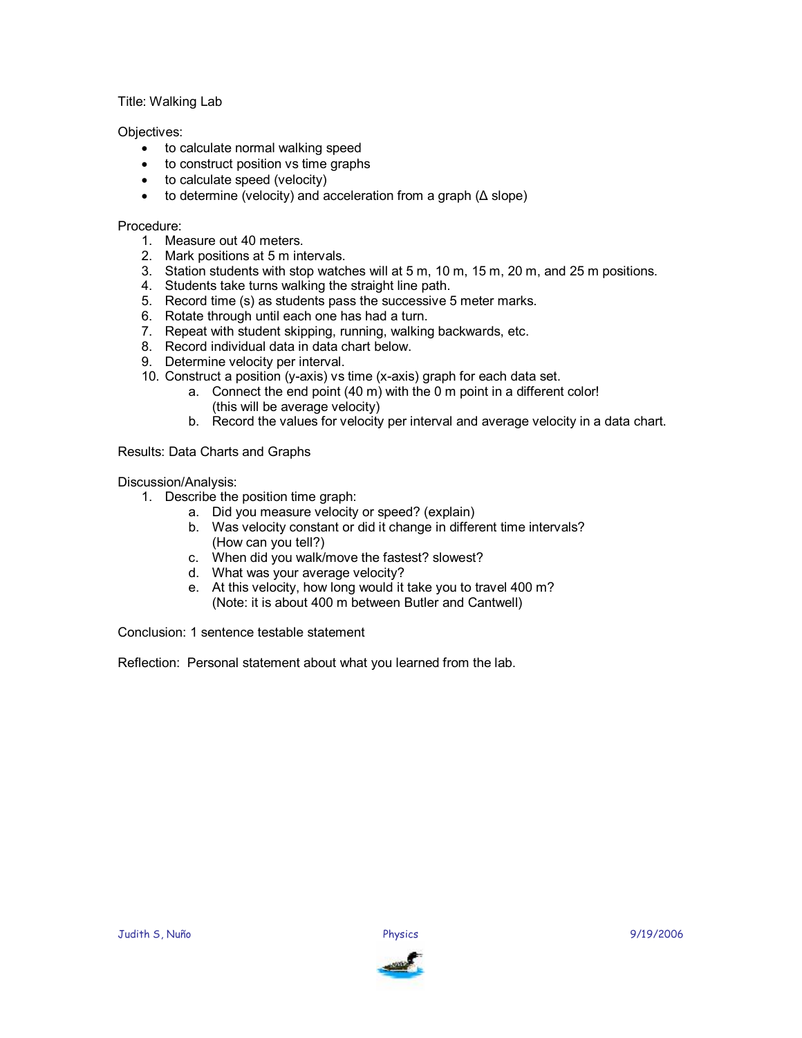Title: Walking Lab

Objectives:

- to calculate normal walking speed
- to construct position vs time graphs
- to calculate speed (velocity)
- to determine (velocity) and acceleration from a graph (Δ slope)

Procedure:

1. Measure out 40 meters.
2. Mark positions at 5 m intervals.
3. Station students with stop watches will at 5 m, 10 m, 15 m, 20 m, and 25 m positions.
4. Students take turns walking the straight line path.
5. Record time (s) as students pass the successive 5 meter marks.
6. Rotate through until each one has had a turn.
7. Repeat with student skipping, running, walking backwards, etc.
8. Record individual data in data chart below.
9. Determine velocity per interval.
10. Construct a position (y-axis) vs time (x-axis) graph for each data set.
    a. Connect the end point (40 m) with the 0 m point in a different color! (this will be average velocity)
    b. Record the values for velocity per interval and average velocity in a data chart.

Results: Data Charts and Graphs

Discussion/Analysis:

1. Describe the position time graph:
    a. Did you measure velocity or speed? (explain)
    b. Was velocity constant or did it change in different time intervals? (How can you tell?)
    c. When did you walk/move the fastest? slowest?
    d. What was your average velocity?
    e. At this velocity, how long would it take you to travel 400 m? (Note: it is about 400 m between Butler and Cantwell)

Conclusion: 1 sentence testable statement

Reflection: Personal statement about what you learned from the lab.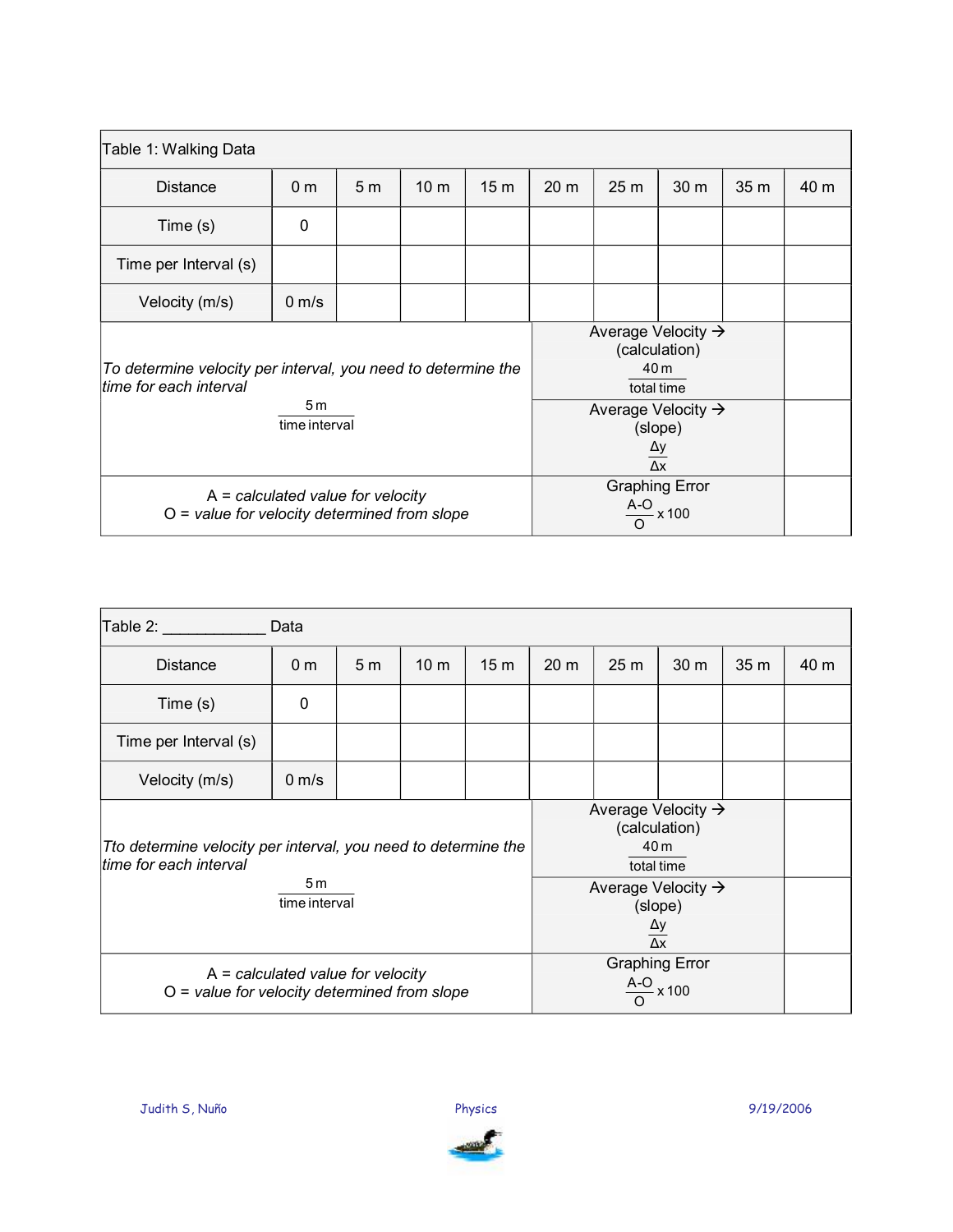| Table 1: Walking Data | | | | | | | | | |
|---|---|---|---|---|---|---|---|---|---|
| Distance | 0 m | 5 m | 10 m | 15 m | 20 m | 25 m | 30 m | 35 m | 40 m |
| Time (s) | 0 | | | | | | | | |
| Time per Interval (s) | | | | | | | | | |
| Velocity (m/s) | 0 m/s | | | | | | | | |

| | | |
|---|---|---|
| *To determine velocity per interval, you need to determine the time for each interval* $\frac{5\text{ m}}{\text{time interval}}$ | Average Velocity → (calculation) $\frac{40\text{ m}}{\text{total time}}$ | |
| | Average Velocity → (slope) $\frac{\Delta y}{\Delta x}$ | |
| A = *calculated value for velocity* O = *value for velocity determined from slope* | Graphing Error $\frac{A-O}{O} \times 100$ | |

| Table 2: ___________ Data | | | | | | | | | |
|---|---|---|---|---|---|---|---|---|---|
| Distance | 0 m | 5 m | 10 m | 15 m | 20 m | 25 m | 30 m | 35 m | 40 m |
| Time (s) | 0 | | | | | | | | |
| Time per Interval (s) | | | | | | | | | |
| Velocity (m/s) | 0 m/s | | | | | | | | |

| | | |
|---|---|---|
| *Tto determine velocity per interval, you need to determine the time for each interval* $\frac{5\text{ m}}{\text{time interval}}$ | Average Velocity → (calculation) $\frac{40\text{ m}}{\text{total time}}$ | |
| | Average Velocity → (slope) $\frac{\Delta y}{\Delta x}$ | |
| A = *calculated value for velocity* O = *value for velocity determined from slope* | Graphing Error $\frac{A-O}{O} \times 100$ | |